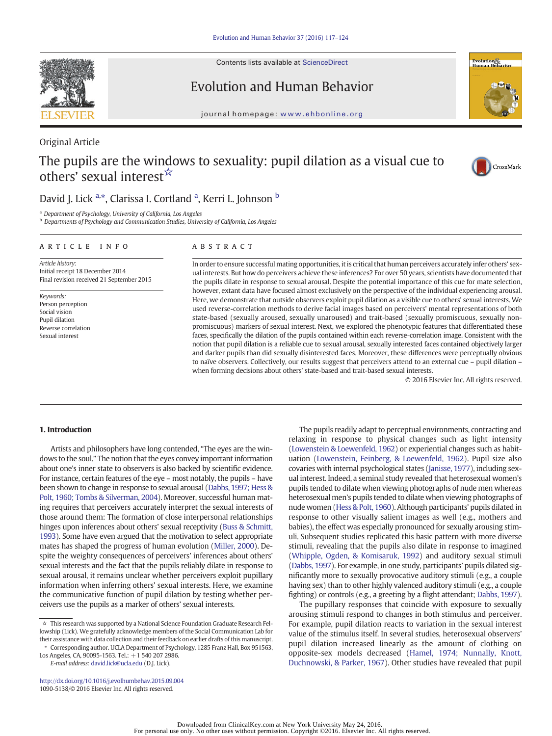Original Article

# The pupils are the windows to sexuality: pupil dilation as a visual cue to others' sexual interest ☆

David J. Lick [a,*], Clarissa I. Cortland [a], Kerri L. Johnson [b]

[a] Department of Psychology, University of California, Los Angeles
[b] Departments of Psychology and Communication Studies, University of California, Los Angeles

**ARTICLE INFO**

*Article history:*
Initial receipt 18 December 2014
Final revision received 21 September 2015

*Keywords:*
Person perception
Social vision
Pupil dilation
Reverse correlation
Sexual interest

**ABSTRACT**

In order to ensure successful mating opportunities, it is critical that human perceivers accurately infer others' sexual interests. But how do perceivers achieve these inferences? For over 50 years, scientists have documented that the pupils dilate in response to sexual arousal. Despite the potential importance of this cue for mate selection, however, extant data have focused almost exclusively on the perspective of the individual experiencing arousal. Here, we demonstrate that outside observers exploit pupil dilation as a visible cue to others' sexual interests. We used reverse-correlation methods to derive facial images based on perceivers' mental representations of both state-based (sexually aroused, sexually unaroused) and trait-based (sexually promiscuous, sexually non-promiscuous) markers of sexual interest. Next, we explored the phenotypic features that differentiated these faces, specifically the dilation of the pupils contained within each reverse-correlation image. Consistent with the notion that pupil dilation is a reliable cue to sexual arousal, sexually interested faces contained objectively larger and darker pupils than did sexually disinterested faces. Moreover, these differences were perceptually obvious to naïve observers. Collectively, our results suggest that perceivers attend to an external cue – pupil dilation – when forming decisions about others' state-based and trait-based sexual interests.

© 2016 Elsevier Inc. All rights reserved.

## 1. Introduction

Artists and philosophers have long contended, "The eyes are the windows to the soul." The notion that the eyes convey important information about one's inner state to observers is also backed by scientific evidence. For instance, certain features of the eye – most notably, the pupils – have been shown to change in response to sexual arousal (Dabbs, 1997; Hess & Polt, 1960; Tombs & Silverman, 2004). Moreover, successful human mating requires that perceivers accurately interpret the sexual interests of those around them: The formation of close interpersonal relationships hinges upon inferences about others' sexual receptivity (Buss & Schmitt, 1993). Some have even argued that the motivation to select appropriate mates has shaped the progress of human evolution (Miller, 2000). Despite the weighty consequences of perceivers' inferences about others' sexual interests and the fact that the pupils reliably dilate in response to sexual arousal, it remains unclear whether perceivers exploit pupillary information when inferring others' sexual interests. Here, we examine the communicative function of pupil dilation by testing whether perceivers use the pupils as a marker of others' sexual interests.

The pupils readily adapt to perceptual environments, contracting and relaxing in response to physical changes such as light intensity (Lowenstein & Loewenfeld, 1962) or experiential changes such as habituation (Lowenstein, Feinberg, & Loewenfeld, 1962). Pupil size also covaries with internal psychological states (Janisse, 1977), including sexual interest. Indeed, a seminal study revealed that heterosexual women's pupils tended to dilate when viewing photographs of nude men whereas heterosexual men's pupils tended to dilate when viewing photographs of nude women (Hess & Polt, 1960). Although participants' pupils dilated in response to other visually salient images as well (e.g., mothers and babies), the effect was especially pronounced for sexually arousing stimuli. Subsequent studies replicated this basic pattern with more diverse stimuli, revealing that the pupils also dilate in response to imagined (Whipple, Ogden, & Komisaruk, 1992) and auditory sexual stimuli (Dabbs, 1997). For example, in one study, participants' pupils dilated significantly more to sexually provocative auditory stimuli (e.g., a couple having sex) than to other highly valenced auditory stimuli (e.g., a couple fighting) or controls (e.g., a greeting by a flight attendant; Dabbs, 1997).

The pupillary responses that coincide with exposure to sexually arousing stimuli respond to changes in both stimulus and perceiver. For example, pupil dilation reacts to variation in the sexual interest value of the stimulus itself. In several studies, heterosexual observers' pupil dilation increased linearly as the amount of clothing on opposite-sex models decreased (Hamel, 1974; Nunnally, Knott, Duchnowski, & Parker, 1967). Other studies have revealed that pupil

☆ This research was supported by a National Science Foundation Graduate Research Fellowship (Lick). We gratefully acknowledge members of the Social Communication Lab for their assistance with data collection and their feedback on earlier drafts of this manuscript.

\* Corresponding author. UCLA Department of Psychology, 1285 Franz Hall, Box 951563, Los Angeles, CA, 90095-1563. Tel.: +1 540 207 2986.

*E-mail address:* david.lick@ucla.edu (D.J. Lick).

http://dx.doi.org/10.1016/j.evolhumbehav.2015.09.004
1090-5138/© 2016 Elsevier Inc. All rights reserved.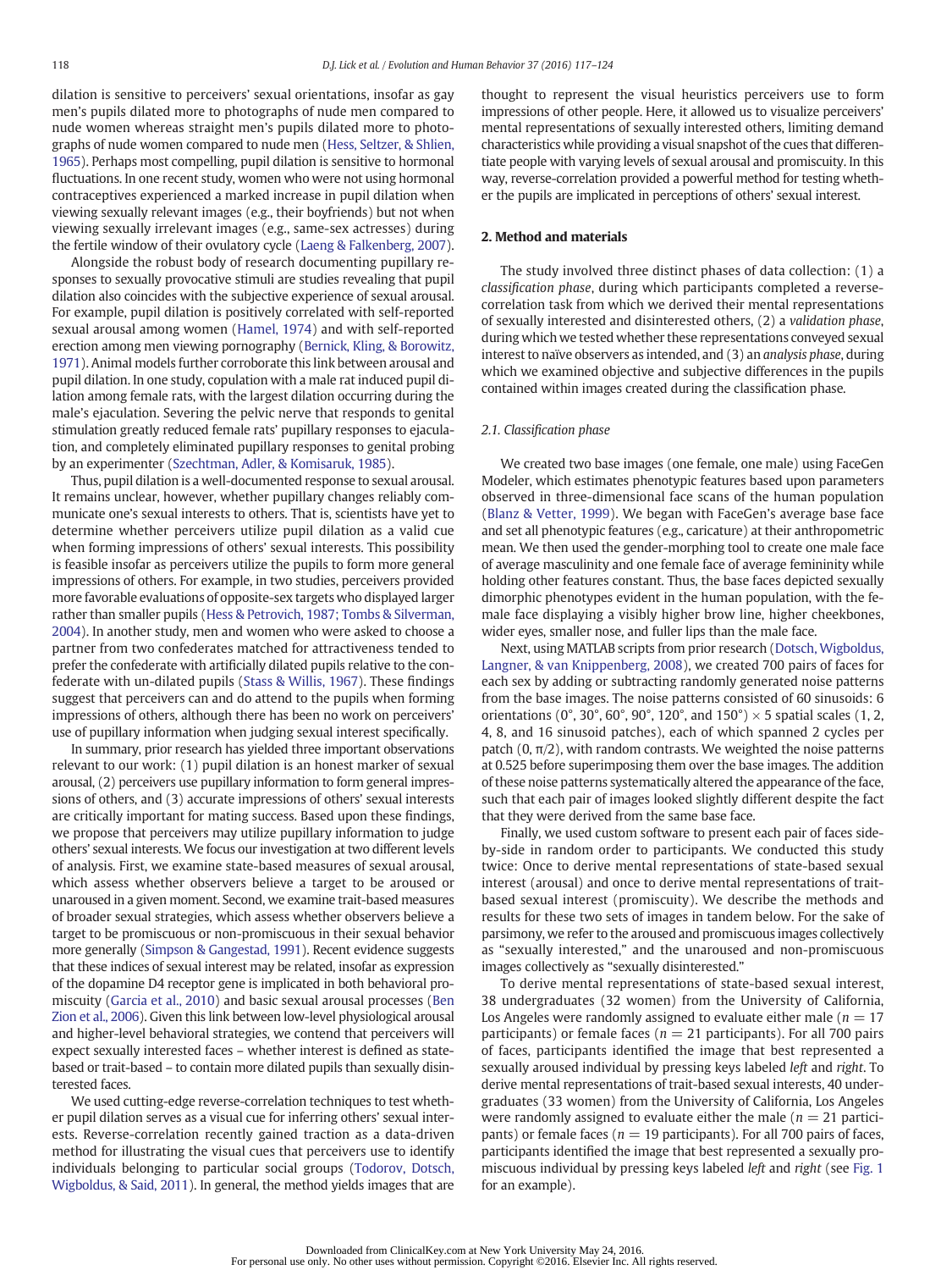dilation is sensitive to perceivers' sexual orientations, insofar as gay men's pupils dilated more to photographs of nude men compared to nude women whereas straight men's pupils dilated more to photographs of nude women compared to nude men (Hess, Seltzer, & Shlien, 1965). Perhaps most compelling, pupil dilation is sensitive to hormonal fluctuations. In one recent study, women who were not using hormonal contraceptives experienced a marked increase in pupil dilation when viewing sexually relevant images (e.g., their boyfriends) but not when viewing sexually irrelevant images (e.g., same-sex actresses) during the fertile window of their ovulatory cycle (Laeng & Falkenberg, 2007).

Alongside the robust body of research documenting pupillary responses to sexually provocative stimuli are studies revealing that pupil dilation also coincides with the subjective experience of sexual arousal. For example, pupil dilation is positively correlated with self-reported sexual arousal among women (Hamel, 1974) and with self-reported erection among men viewing pornography (Bernick, Kling, & Borowitz, 1971). Animal models further corroborate this link between arousal and pupil dilation. In one study, copulation with a male rat induced pupil dilation among female rats, with the largest dilation occurring during the male's ejaculation. Severing the pelvic nerve that responds to genital stimulation greatly reduced female rats' pupillary responses to ejaculation, and completely eliminated pupillary responses to genital probing by an experimenter (Szechtman, Adler, & Komisaruk, 1985).

Thus, pupil dilation is a well-documented response to sexual arousal. It remains unclear, however, whether pupillary changes reliably communicate one's sexual interests to others. That is, scientists have yet to determine whether perceivers utilize pupil dilation as a valid cue when forming impressions of others' sexual interests. This possibility is feasible insofar as perceivers utilize the pupils to form more general impressions of others. For example, in two studies, perceivers provided more favorable evaluations of opposite-sex targets who displayed larger rather than smaller pupils (Hess & Petrovich, 1987; Tombs & Silverman, 2004). In another study, men and women who were asked to choose a partner from two confederates matched for attractiveness tended to prefer the confederate with artificially dilated pupils relative to the confederate with un-dilated pupils (Stass & Willis, 1967). These findings suggest that perceivers can and do attend to the pupils when forming impressions of others, although there has been no work on perceivers' use of pupillary information when judging sexual interest specifically.

In summary, prior research has yielded three important observations relevant to our work: (1) pupil dilation is an honest marker of sexual arousal, (2) perceivers use pupillary information to form general impressions of others, and (3) accurate impressions of others' sexual interests are critically important for mating success. Based upon these findings, we propose that perceivers may utilize pupillary information to judge others' sexual interests. We focus our investigation at two different levels of analysis. First, we examine state-based measures of sexual arousal, which assess whether observers believe a target to be aroused or unaroused in a given moment. Second, we examine trait-based measures of broader sexual strategies, which assess whether observers believe a target to be promiscuous or non-promiscuous in their sexual behavior more generally (Simpson & Gangestad, 1991). Recent evidence suggests that these indices of sexual interest may be related, insofar as expression of the dopamine D4 receptor gene is implicated in both behavioral promiscuity (Garcia et al., 2010) and basic sexual arousal processes (Ben Zion et al., 2006). Given this link between low-level physiological arousal and higher-level behavioral strategies, we contend that perceivers will expect sexually interested faces – whether interest is defined as state-based or trait-based – to contain more dilated pupils than sexually disinterested faces.

We used cutting-edge reverse-correlation techniques to test whether pupil dilation serves as a visual cue for inferring others' sexual interests. Reverse-correlation recently gained traction as a data-driven method for illustrating the visual cues that perceivers use to identify individuals belonging to particular social groups (Todorov, Dotsch, Wigboldus, & Said, 2011). In general, the method yields images that are thought to represent the visual heuristics perceivers use to form impressions of other people. Here, it allowed us to visualize perceivers' mental representations of sexually interested others, limiting demand characteristics while providing a visual snapshot of the cues that differentiate people with varying levels of sexual arousal and promiscuity. In this way, reverse-correlation provided a powerful method for testing whether the pupils are implicated in perceptions of others' sexual interest.

## 2. Method and materials

The study involved three distinct phases of data collection: (1) a *classification phase*, during which participants completed a reverse-correlation task from which we derived their mental representations of sexually interested and disinterested others, (2) a *validation phase*, during which we tested whether these representations conveyed sexual interest to naïve observers as intended, and (3) an *analysis phase*, during which we examined objective and subjective differences in the pupils contained within images created during the classification phase.

### 2.1. Classification phase

We created two base images (one female, one male) using FaceGen Modeler, which estimates phenotypic features based upon parameters observed in three-dimensional face scans of the human population (Blanz & Vetter, 1999). We began with FaceGen's average base face and set all phenotypic features (e.g., caricature) at their anthropometric mean. We then used the gender-morphing tool to create one male face of average masculinity and one female face of average femininity while holding other features constant. Thus, the base faces depicted sexually dimorphic phenotypes evident in the human population, with the female face displaying a visibly higher brow line, higher cheekbones, wider eyes, smaller nose, and fuller lips than the male face.

Next, using MATLAB scripts from prior research (Dotsch, Wigboldus, Langner, & van Knippenberg, 2008), we created 700 pairs of faces for each sex by adding or subtracting randomly generated noise patterns from the base images. The noise patterns consisted of 60 sinusoids: 6 orientations (0°, 30°, 60°, 90°, 120°, and 150°) × 5 spatial scales (1, 2, 4, 8, and 16 sinusoid patches), each of which spanned 2 cycles per patch (0, π/2), with random contrasts. We weighted the noise patterns at 0.525 before superimposing them over the base images. The addition of these noise patterns systematically altered the appearance of the face, such that each pair of images looked slightly different despite the fact that they were derived from the same base face.

Finally, we used custom software to present each pair of faces side-by-side in random order to participants. We conducted this study twice: Once to derive mental representations of state-based sexual interest (arousal) and once to derive mental representations of trait-based sexual interest (promiscuity). We describe the methods and results for these two sets of images in tandem below. For the sake of parsimony, we refer to the aroused and promiscuous images collectively as "sexually interested," and the unaroused and non-promiscuous images collectively as "sexually disinterested."

To derive mental representations of state-based sexual interest, 38 undergraduates (32 women) from the University of California, Los Angeles were randomly assigned to evaluate either male ($n = 17$ participants) or female faces ($n = 21$ participants). For all 700 pairs of faces, participants identified the image that best represented a sexually aroused individual by pressing keys labeled *left* and *right*. To derive mental representations of trait-based sexual interests, 40 undergraduates (33 women) from the University of California, Los Angeles were randomly assigned to evaluate either the male ($n = 21$ participants) or female faces ($n = 19$ participants). For all 700 pairs of faces, participants identified the image that best represented a sexually promiscuous individual by pressing keys labeled *left* and *right* (see Fig. 1 for an example).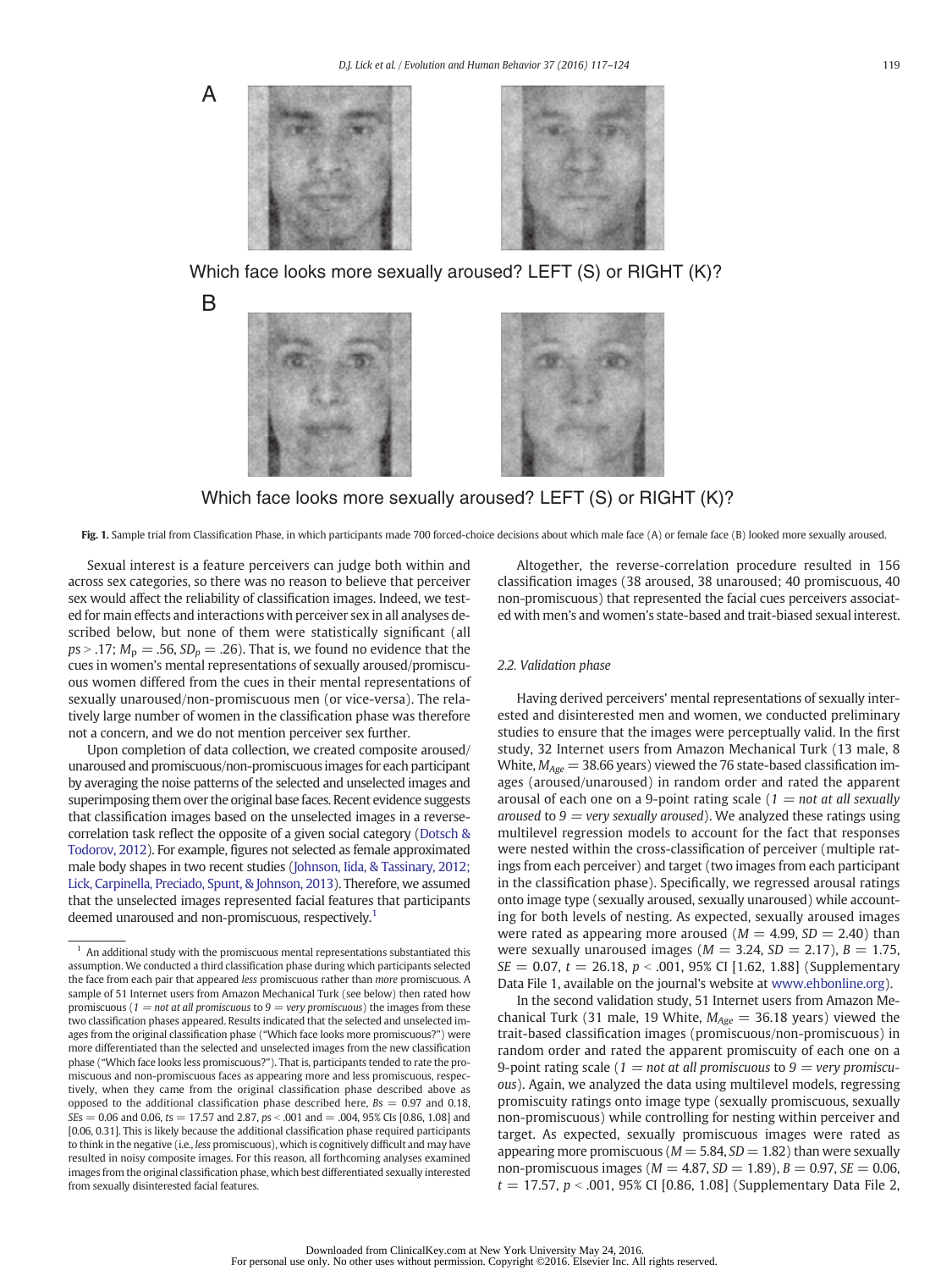A

Which face looks more sexually aroused? LEFT (S) or RIGHT (K)?

B

Which face looks more sexually aroused? LEFT (S) or RIGHT (K)?

**Fig. 1.** Sample trial from Classification Phase, in which participants made 700 forced-choice decisions about which male face (A) or female face (B) looked more sexually aroused.

Sexual interest is a feature perceivers can judge both within and across sex categories, so there was no reason to believe that perceiver sex would affect the reliability of classification images. Indeed, we tested for main effects and interactions with perceiver sex in all analyses described below, but none of them were statistically significant (all $ps > .17$; $M_p = .56$, $SD_p = .26$). That is, we found no evidence that the cues in women's mental representations of sexually aroused/promiscuous women differed from the cues in their mental representations of sexually unaroused/non-promiscuous men (or vice-versa). The relatively large number of women in the classification phase was therefore not a concern, and we do not mention perceiver sex further.

Upon completion of data collection, we created composite aroused/unaroused and promiscuous/non-promiscuous images for each participant by averaging the noise patterns of the selected and unselected images and superimposing them over the original base faces. Recent evidence suggests that classification images based on the unselected images in a reverse-correlation task reflect the opposite of a given social category (Dotsch & Todorov, 2012). For example, figures not selected as female approximated male body shapes in two recent studies (Johnson, Iida, & Tassinary, 2012; Lick, Carpinella, Preciado, Spunt, & Johnson, 2013). Therefore, we assumed that the unselected images represented facial features that participants deemed unaroused and non-promiscuous, respectively.[1]

Altogether, the reverse-correlation procedure resulted in 156 classification images (38 aroused, 38 unaroused; 40 promiscuous, 40 non-promiscuous) that represented the facial cues perceivers associated with men's and women's state-based and trait-biased sexual interest.

### 2.2. Validation phase

Having derived perceivers' mental representations of sexually interested and disinterested men and women, we conducted preliminary studies to ensure that the images were perceptually valid. In the first study, 32 Internet users from Amazon Mechanical Turk (13 male, 8 White, $M_{Age} = 38.66$ years) viewed the 76 state-based classification images (aroused/unaroused) in random order and rated the apparent arousal of each one on a 9-point rating scale (*1 = not at all sexually aroused* to *9 = very sexually aroused*). We analyzed these ratings using multilevel regression models to account for the fact that responses were nested within the cross-classification of perceiver (multiple ratings from each perceiver) and target (two images from each participant in the classification phase). Specifically, we regressed arousal ratings onto image type (sexually aroused, sexually unaroused) while accounting for both levels of nesting. As expected, sexually aroused images were rated as appearing more aroused ($M = 4.99$, $SD = 2.40$) than were sexually unaroused images ($M = 3.24$, $SD = 2.17$), $B = 1.75$, $SE = 0.07$, $t = 26.18$, $p < .001$, 95% CI [1.62, 1.88] (Supplementary Data File 1, available on the journal's website at www.ehbonline.org).

In the second validation study, 51 Internet users from Amazon Mechanical Turk (31 male, 19 White, $M_{Age} = 36.18$ years) viewed the trait-based classification images (promiscuous/non-promiscuous) in random order and rated the apparent promiscuity of each one on a 9-point rating scale (*1 = not at all promiscuous* to *9 = very promiscuous*). Again, we analyzed the data using multilevel models, regressing promiscuity ratings onto image type (sexually promiscuous, sexually non-promiscuous) while controlling for nesting within perceiver and target. As expected, sexually promiscuous images were rated as appearing more promiscuous ($M = 5.84$, $SD = 1.82$) than were sexually non-promiscuous images ($M = 4.87$, $SD = 1.89$), $B = 0.97$, $SE = 0.06$, $t = 17.57$, $p < .001$, 95% CI [0.86, 1.08] (Supplementary Data File 2,

[1] An additional study with the promiscuous mental representations substantiated this assumption. We conducted a third classification phase during which participants selected the face from each pair that appeared *less* promiscuous rather than *more* promiscuous. A sample of 51 Internet users from Amazon Mechanical Turk (see below) then rated how promiscuous (*1 = not at all promiscuous* to *9 = very promiscuous*) the images from these two classification phases appeared. Results indicated that the selected and unselected images from the original classification phase ("Which face looks more promiscuous?") were more differentiated than the selected and unselected images from the new classification phase ("Which face looks less promiscuous?"). That is, participants tended to rate the promiscuous and non-promiscuous faces as appearing more and less promiscuous, respectively, when they came from the original classification phase described above as opposed to the additional classification phase described here, $Bs = 0.97$ and 0.18, $SEs = 0.06$ and 0.06, $ts = 17.57$ and 2.87, $ps < .001$ and $= .004$, 95% CIs [0.86, 1.08] and [0.06, 0.31]. This is likely because the additional classification phase required participants to think in the negative (i.e., *less* promiscuous), which is cognitively difficult and may have resulted in noisy composite images. For this reason, all forthcoming analyses examined images from the original classification phase, which best differentiated sexually interested from sexually disinterested facial features.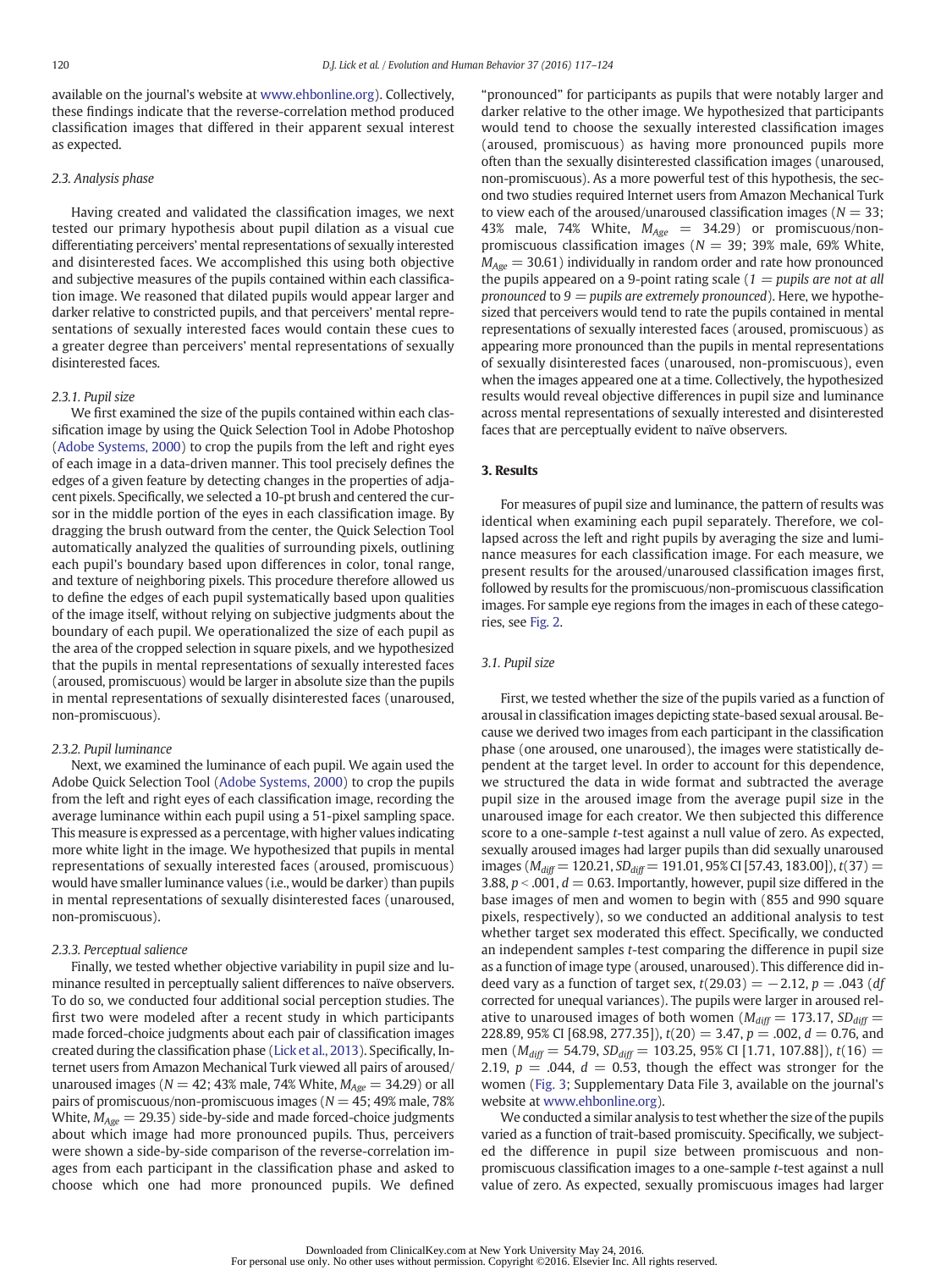available on the journal's website at www.ehbonline.org). Collectively, these findings indicate that the reverse-correlation method produced classification images that differed in their apparent sexual interest as expected.

### 2.3. Analysis phase

Having created and validated the classification images, we next tested our primary hypothesis about pupil dilation as a visual cue differentiating perceivers' mental representations of sexually interested and disinterested faces. We accomplished this using both objective and subjective measures of the pupils contained within each classification image. We reasoned that dilated pupils would appear larger and darker relative to constricted pupils, and that perceivers' mental representations of sexually interested faces would contain these cues to a greater degree than perceivers' mental representations of sexually disinterested faces.

#### 2.3.1. Pupil size

We first examined the size of the pupils contained within each classification image by using the Quick Selection Tool in Adobe Photoshop (Adobe Systems, 2000) to crop the pupils from the left and right eyes of each image in a data-driven manner. This tool precisely defines the edges of a given feature by detecting changes in the properties of adjacent pixels. Specifically, we selected a 10-pt brush and centered the cursor in the middle portion of the eyes in each classification image. By dragging the brush outward from the center, the Quick Selection Tool automatically analyzed the qualities of surrounding pixels, outlining each pupil's boundary based upon differences in color, tonal range, and texture of neighboring pixels. This procedure therefore allowed us to define the edges of each pupil systematically based upon qualities of the image itself, without relying on subjective judgments about the boundary of each pupil. We operationalized the size of each pupil as the area of the cropped selection in square pixels, and we hypothesized that the pupils in mental representations of sexually interested faces (aroused, promiscuous) would be larger in absolute size than the pupils in mental representations of sexually disinterested faces (unaroused, non-promiscuous).

#### 2.3.2. Pupil luminance

Next, we examined the luminance of each pupil. We again used the Adobe Quick Selection Tool (Adobe Systems, 2000) to crop the pupils from the left and right eyes of each classification image, recording the average luminance within each pupil using a 51-pixel sampling space. This measure is expressed as a percentage, with higher values indicating more white light in the image. We hypothesized that pupils in mental representations of sexually interested faces (aroused, promiscuous) would have smaller luminance values (i.e., would be darker) than pupils in mental representations of sexually disinterested faces (unaroused, non-promiscuous).

#### 2.3.3. Perceptual salience

Finally, we tested whether objective variability in pupil size and luminance resulted in perceptually salient differences to naïve observers. To do so, we conducted four additional social perception studies. The first two were modeled after a recent study in which participants made forced-choice judgments about each pair of classification images created during the classification phase (Lick et al., 2013). Specifically, Internet users from Amazon Mechanical Turk viewed all pairs of aroused/unaroused images ($N = 42$; 43% male, 74% White, $M_{Age} = 34.29$) or all pairs of promiscuous/non-promiscuous images ($N = 45$; 49% male, 78% White, $M_{Age} = 29.35$) side-by-side and made forced-choice judgments about which image had more pronounced pupils. Thus, perceivers were shown a side-by-side comparison of the reverse-correlation images from each participant in the classification phase and asked to choose which one had more pronounced pupils. We defined "pronounced" for participants as pupils that were notably larger and darker relative to the other image. We hypothesized that participants would tend to choose the sexually interested classification images (aroused, promiscuous) as having more pronounced pupils more often than the sexually disinterested classification images (unaroused, non-promiscuous). As a more powerful test of this hypothesis, the second two studies required Internet users from Amazon Mechanical Turk to view each of the aroused/unaroused classification images ($N = 33$; 43% male, 74% White, $M_{Age} = 34.29$) or promiscuous/non-promiscuous classification images ($N = 39$; 39% male, 69% White, $M_{Age} = 30.61$) individually in random order and rate how pronounced the pupils appeared on a 9-point rating scale (*1 = pupils are not at all pronounced* to *9 = pupils are extremely pronounced*). Here, we hypothesized that perceivers would tend to rate the pupils contained in mental representations of sexually interested faces (aroused, promiscuous) as appearing more pronounced than the pupils in mental representations of sexually disinterested faces (unaroused, non-promiscuous), even when the images appeared one at a time. Collectively, the hypothesized results would reveal objective differences in pupil size and luminance across mental representations of sexually interested and disinterested faces that are perceptually evident to naïve observers.

## 3. Results

For measures of pupil size and luminance, the pattern of results was identical when examining each pupil separately. Therefore, we collapsed across the left and right pupils by averaging the size and luminance measures for each classification image. For each measure, we present results for the aroused/unaroused classification images first, followed by results for the promiscuous/non-promiscuous classification images. For sample eye regions from the images in each of these categories, see Fig. 2.

### 3.1. Pupil size

First, we tested whether the size of the pupils varied as a function of arousal in classification images depicting state-based sexual arousal. Because we derived two images from each participant in the classification phase (one aroused, one unaroused), the images were statistically dependent at the target level. In order to account for this dependence, we structured the data in wide format and subtracted the average pupil size in the aroused image from the average pupil size in the unaroused image for each creator. We then subjected this difference score to a one-sample *t*-test against a null value of zero. As expected, sexually aroused images had larger pupils than did sexually unaroused images ($M_{diff} = 120.21$, $SD_{diff} = 191.01$, 95% CI [57.43, 183.00]), $t(37) = 3.88$, $p < .001$, $d = 0.63$. Importantly, however, pupil size differed in the base images of men and women to begin with (855 and 990 square pixels, respectively), so we conducted an additional analysis to test whether target sex moderated this effect. Specifically, we conducted an independent samples *t*-test comparing the difference in pupil size as a function of image type (aroused, unaroused). This difference did indeed vary as a function of target sex, $t(29.03) = -2.12$, $p = .043$ (*df* corrected for unequal variances). The pupils were larger in aroused relative to unaroused images of both women ($M_{diff} = 173.17$, $SD_{diff} = 228.89$, 95% CI [68.98, 277.35]), $t(20) = 3.47$, $p = .002$, $d = 0.76$, and men ($M_{diff} = 54.79$, $SD_{diff} = 103.25$, 95% CI [1.71, 107.88]), $t(16) = 2.19$, $p = .044$, $d = 0.53$, though the effect was stronger for the women (Fig. 3; Supplementary Data File 3, available on the journal's website at www.ehbonline.org).

We conducted a similar analysis to test whether the size of the pupils varied as a function of trait-based promiscuity. Specifically, we subjected the difference in pupil size between promiscuous and non-promiscuous classification images to a one-sample *t*-test against a null value of zero. As expected, sexually promiscuous images had larger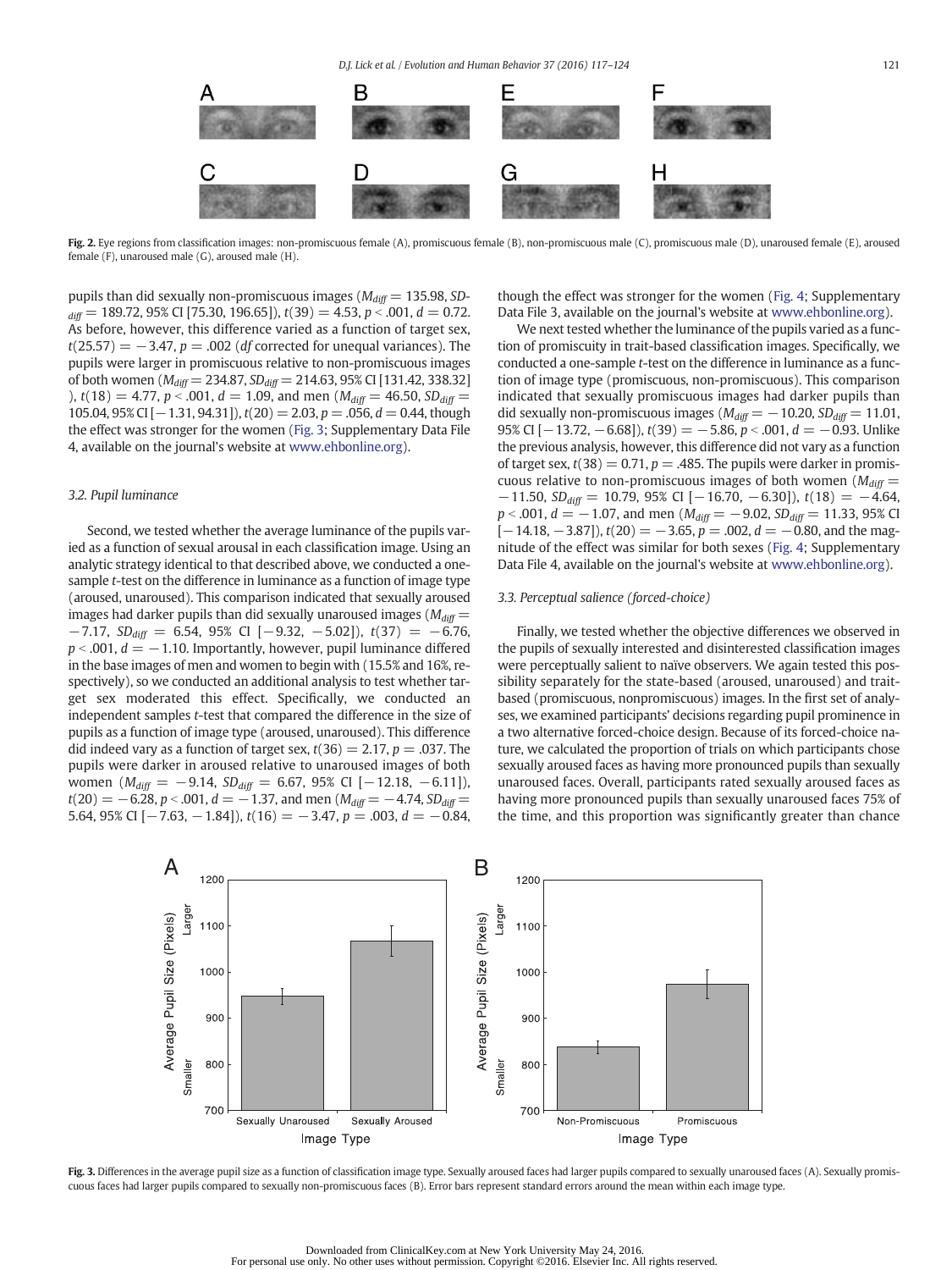Fig. 2. Eye regions from classification images: non-promiscuous female (A), promiscuous female (B), non-promiscuous male (C), promiscuous male (D), unaroused female (E), aroused female (F), unaroused male (G), aroused male (H).

pupils than did sexually non-promiscuous images ($M_{diff}$ = 135.98, $SD_{diff}$ = 189.72, 95% CI [75.30, 196.65]), $t(39) = 4.53$, $p < .001$, $d = 0.72$. As before, however, this difference varied as a function of target sex, $t(25.57) = -3.47$, $p = .002$ (*df* corrected for unequal variances). The pupils were larger in promiscuous relative to non-promiscuous images of both women ($M_{diff}$ = 234.87, $SD_{diff}$ = 214.63, 95% CI [131.42, 338.32]), $t(18) = 4.77$, $p < .001$, $d = 1.09$, and men ($M_{diff}$ = 46.50, $SD_{diff}$ = 105.04, 95% CI [−1.31, 94.31]), $t(20) = 2.03$, $p = .056$, $d = 0.44$, though the effect was stronger for the women (Fig. 3; Supplementary Data File 4, available on the journal's website at www.ehbonline.org).

### 3.2. Pupil luminance

Second, we tested whether the average luminance of the pupils varied as a function of sexual arousal in each classification image. Using an analytic strategy identical to that described above, we conducted a one-sample *t*-test on the difference in luminance as a function of image type (aroused, unaroused). This comparison indicated that sexually aroused images had darker pupils than did sexually unaroused images ($M_{diff}$ = −7.17, $SD_{diff}$ = 6.54, 95% CI [−9.32, −5.02]), $t(37) = -6.76$, $p < .001$, $d = -1.10$. Importantly, however, pupil luminance differed in the base images of men and women to begin with (15.5% and 16%, respectively), so we conducted an additional analysis to test whether target sex moderated this effect. Specifically, we conducted an independent samples *t*-test that compared the difference in the size of pupils as a function of image type (aroused, unaroused). This difference did indeed vary as a function of target sex, $t(36) = 2.17$, $p = .037$. The pupils were darker in aroused relative to unaroused images of both women ($M_{diff}$ = −9.14, $SD_{diff}$ = 6.67, 95% CI [−12.18, −6.11]), $t(20) = -6.28$, $p < .001$, $d = -1.37$, and men ($M_{diff}$ = −4.74, $SD_{diff}$ = 5.64, 95% CI [−7.63, −1.84]), $t(16) = -3.47$, $p = .003$, $d = -0.84$, though the effect was stronger for the women (Fig. 4; Supplementary Data File 3, available on the journal's website at www.ehbonline.org).

We next tested whether the luminance of the pupils varied as a function of promiscuity in trait-based classification images. Specifically, we conducted a one-sample *t*-test on the difference in luminance as a function of image type (promiscuous, non-promiscuous). This comparison indicated that sexually promiscuous images had darker pupils than did sexually non-promiscuous images ($M_{diff}$ = −10.20, $SD_{diff}$ = 11.01, 95% CI [−13.72, −6.68]), $t(39) = -5.86$, $p < .001$, $d = -0.93$. Unlike the previous analysis, however, this difference did not vary as a function of target sex, $t(38) = 0.71$, $p = .485$. The pupils were darker in promiscuous relative to non-promiscuous images of both women ($M_{diff}$ = −11.50, $SD_{diff}$ = 10.79, 95% CI [−16.70, −6.30]), $t(18) = -4.64$, $p < .001$, $d = -1.07$, and men ($M_{diff}$ = −9.02, $SD_{diff}$ = 11.33, 95% CI [−14.18, −3.87]), $t(20) = -3.65$, $p = .002$, $d = -0.80$, and the magnitude of the effect was similar for both sexes (Fig. 4; Supplementary Data File 4, available on the journal's website at www.ehbonline.org).

### 3.3. Perceptual salience (forced-choice)

Finally, we tested whether the objective differences we observed in the pupils of sexually interested and disinterested classification images were perceptually salient to naïve observers. We again tested this possibility separately for the state-based (aroused, unaroused) and trait-based (promiscuous, nonpromiscuous) images. In the first set of analyses, we examined participants' decisions regarding pupil prominence in a two alternative forced-choice design. Because of its forced-choice nature, we calculated the proportion of trials on which participants chose sexually aroused faces as having more pronounced pupils than sexually unaroused faces. Overall, participants rated sexually aroused faces as having more pronounced pupils than sexually unaroused faces 75% of the time, and this proportion was significantly greater than chance

Fig. 3. Differences in the average pupil size as a function of classification image type. Sexually aroused faces had larger pupils compared to sexually unaroused faces (A). Sexually promiscuous faces had larger pupils compared to sexually non-promiscuous faces (B). Error bars represent standard errors around the mean within each image type.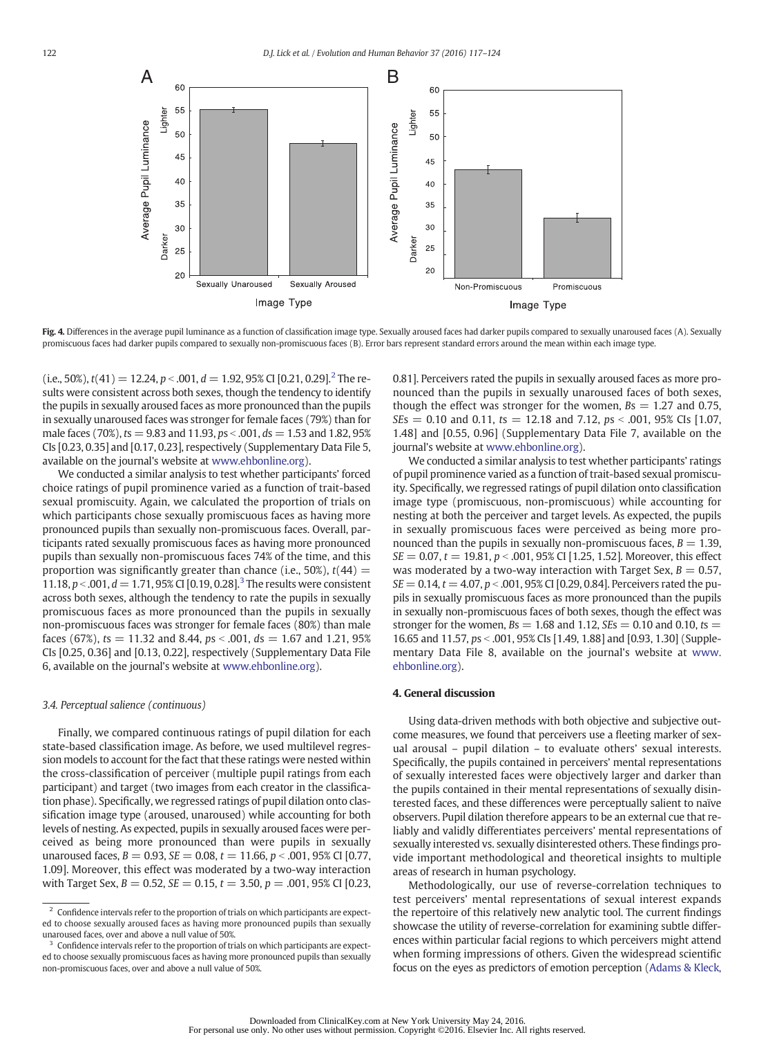Fig. 4. Differences in the average pupil luminance as a function of classification image type. Sexually aroused faces had darker pupils compared to sexually unaroused faces (A). Sexually promiscuous faces had darker pupils compared to sexually non-promiscuous faces (B). Error bars represent standard errors around the mean within each image type.

(i.e., 50%), $t(41) = 12.24$, $p < .001$, $d = 1.92$, 95% CI [0.21, 0.29].[2] The results were consistent across both sexes, though the tendency to identify the pupils in sexually aroused faces as more pronounced than the pupils in sexually unaroused faces was stronger for female faces (79%) than for male faces (70%), $ts = 9.83$ and $11.93$, $ps < .001$, $ds = 1.53$ and $1.82$, 95% CIs [0.23, 0.35] and [0.17, 0.23], respectively (Supplementary Data File 5, available on the journal's website at www.ehbonline.org).

We conducted a similar analysis to test whether participants' forced choice ratings of pupil prominence varied as a function of trait-based sexual promiscuity. Again, we calculated the proportion of trials on which participants chose sexually promiscuous faces as having more pronounced pupils than sexually non-promiscuous faces. Overall, participants rated sexually promiscuous faces as having more pronounced pupils than sexually non-promiscuous faces 74% of the time, and this proportion was significantly greater than chance (i.e., 50%), $t(44) = 11.18$, $p < .001$, $d = 1.71$, 95% CI [0.19, 0.28].[3] The results were consistent across both sexes, although the tendency to rate the pupils in sexually promiscuous faces as more pronounced than the pupils in sexually non-promiscuous faces was stronger for female faces (80%) than male faces (67%), $ts = 11.32$ and $8.44$, $ps < .001$, $ds = 1.67$ and $1.21$, 95% CIs [0.25, 0.36] and [0.13, 0.22], respectively (Supplementary Data File 6, available on the journal's website at www.ehbonline.org).

### 3.4. Perceptual salience (continuous)

Finally, we compared continuous ratings of pupil dilation for each state-based classification image. As before, we used multilevel regression models to account for the fact that these ratings were nested within the cross-classification of perceiver (multiple pupil ratings from each participant) and target (two images from each creator in the classification phase). Specifically, we regressed ratings of pupil dilation onto classification image type (aroused, unaroused) while accounting for both levels of nesting. As expected, pupils in sexually aroused faces were perceived as being more pronounced than were pupils in sexually unaroused faces, $B = 0.93$, $SE = 0.08$, $t = 11.66$, $p < .001$, 95% CI [0.77, 1.09]. Moreover, this effect was moderated by a two-way interaction with Target Sex, $B = 0.52$, $SE = 0.15$, $t = 3.50$, $p = .001$, 95% CI [0.23, 0.81]. Perceivers rated the pupils in sexually aroused faces as more pronounced than the pupils in sexually unaroused faces of both sexes, though the effect was stronger for the women, $Bs = 1.27$ and $0.75$, $SEs = 0.10$ and $0.11$, $ts = 12.18$ and $7.12$, $ps < .001$, 95% CIs [1.07, 1.48] and [0.55, 0.96] (Supplementary Data File 7, available on the journal's website at www.ehbonline.org).

We conducted a similar analysis to test whether participants' ratings of pupil prominence varied as a function of trait-based sexual promiscuity. Specifically, we regressed ratings of pupil dilation onto classification image type (promiscuous, non-promiscuous) while accounting for nesting at both the perceiver and target levels. As expected, the pupils in sexually promiscuous faces were perceived as being more pronounced than the pupils in sexually non-promiscuous faces, $B = 1.39$, $SE = 0.07$, $t = 19.81$, $p < .001$, 95% CI [1.25, 1.52]. Moreover, this effect was moderated by a two-way interaction with Target Sex, $B = 0.57$, $SE = 0.14$, $t = 4.07$, $p < .001$, 95% CI [0.29, 0.84]. Perceivers rated the pupils in sexually promiscuous faces as more pronounced than the pupils in sexually non-promiscuous faces of both sexes, though the effect was stronger for the women, $Bs = 1.68$ and $1.12$, $SEs = 0.10$ and $0.10$, $ts = 16.65$ and $11.57$, $ps < .001$, 95% CIs [1.49, 1.88] and [0.93, 1.30] (Supplementary Data File 8, available on the journal's website at www.ehbonline.org).

## 4. General discussion

Using data-driven methods with both objective and subjective outcome measures, we found that perceivers use a fleeting marker of sexual arousal – pupil dilation – to evaluate others' sexual interests. Specifically, the pupils contained in perceivers' mental representations of sexually interested faces were objectively larger and darker than the pupils contained in their mental representations of sexually disinterested faces, and these differences were perceptually salient to naïve observers. Pupil dilation therefore appears to be an external cue that reliably and validly differentiates perceivers' mental representations of sexually interested vs. sexually disinterested others. These findings provide important methodological and theoretical insights to multiple areas of research in human psychology.

Methodologically, our use of reverse-correlation techniques to test perceivers' mental representations of sexual interest expands the repertoire of this relatively new analytic tool. The current findings showcase the utility of reverse-correlation for examining subtle differences within particular facial regions to which perceivers might attend when forming impressions of others. Given the widespread scientific focus on the eyes as predictors of emotion perception (Adams & Kleck,

[2] Confidence intervals refer to the proportion of trials on which participants are expected to choose sexually aroused faces as having more pronounced pupils than sexually unaroused faces, over and above a null value of 50%.

[3] Confidence intervals refer to the proportion of trials on which participants are expected to choose sexually promiscuous faces as having more pronounced pupils than sexually non-promiscuous faces, over and above a null value of 50%.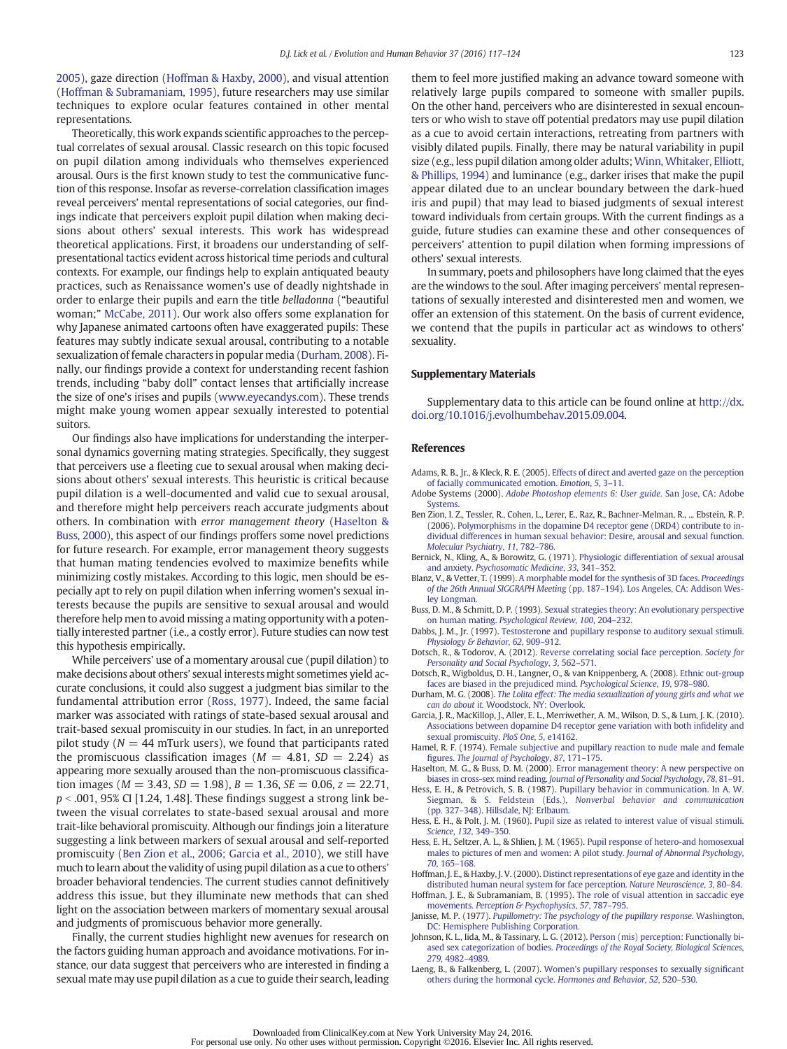2005), gaze direction (Hoffman & Haxby, 2000), and visual attention (Hoffman & Subramaniam, 1995), future researchers may use similar techniques to explore ocular features contained in other mental representations.

Theoretically, this work expands scientific approaches to the perceptual correlates of sexual arousal. Classic research on this topic focused on pupil dilation among individuals who themselves experienced arousal. Ours is the first known study to test the communicative function of this response. Insofar as reverse-correlation classification images reveal perceivers' mental representations of social categories, our findings indicate that perceivers exploit pupil dilation when making decisions about others' sexual interests. This work has widespread theoretical applications. First, it broadens our understanding of self-presentational tactics evident across historical time periods and cultural contexts. For example, our findings help to explain antiquated beauty practices, such as Renaissance women's use of deadly nightshade in order to enlarge their pupils and earn the title *belladonna* ("beautiful woman;" McCabe, 2011). Our work also offers some explanation for why Japanese animated cartoons often have exaggerated pupils: These features may subtly indicate sexual arousal, contributing to a notable sexualization of female characters in popular media (Durham, 2008). Finally, our findings provide a context for understanding recent fashion trends, including "baby doll" contact lenses that artificially increase the size of one's irises and pupils (www.eyecandys.com). These trends might make young women appear sexually interested to potential suitors.

Our findings also have implications for understanding the interpersonal dynamics governing mating strategies. Specifically, they suggest that perceivers use a fleeting cue to sexual arousal when making decisions about others' sexual interests. This heuristic is critical because pupil dilation is a well-documented and valid cue to sexual arousal, and therefore might help perceivers reach accurate judgments about others. In combination with *error management theory* (Haselton & Buss, 2000), this aspect of our findings proffers some novel predictions for future research. For example, error management theory suggests that human mating tendencies evolved to maximize benefits while minimizing costly mistakes. According to this logic, men should be especially apt to rely on pupil dilation when inferring women's sexual interests because the pupils are sensitive to sexual arousal and would therefore help men to avoid missing a mating opportunity with a potentially interested partner (i.e., a costly error). Future studies can now test this hypothesis empirically.

While perceivers' use of a momentary arousal cue (pupil dilation) to make decisions about others' sexual interests might sometimes yield accurate conclusions, it could also suggest a judgment bias similar to the fundamental attribution error (Ross, 1977). Indeed, the same facial marker was associated with ratings of state-based sexual arousal and trait-based sexual promiscuity in our studies. In fact, in an unreported pilot study ($N = 44$ mTurk users), we found that participants rated the promiscuous classification images ($M = 4.81$, $SD = 2.24$) as appearing more sexually aroused than the non-promiscuous classification images ($M = 3.43$, $SD = 1.98$), $B = 1.36$, $SE = 0.06$, $z = 22.71$, $p < .001$, 95% CI [1.24, 1.48]. These findings suggest a strong link between the visual correlates to state-based sexual arousal and more trait-like behavioral promiscuity. Although our findings join a literature suggesting a link between markers of sexual arousal and self-reported promiscuity (Ben Zion et al., 2006; Garcia et al., 2010), we still have much to learn about the validity of using pupil dilation as a cue to others' broader behavioral tendencies. The current studies cannot definitively address this issue, but they illuminate new methods that can shed light on the association between markers of momentary sexual arousal and judgments of promiscuous behavior more generally.

Finally, the current studies highlight new avenues for research on the factors guiding human approach and avoidance motivations. For instance, our data suggest that perceivers who are interested in finding a sexual mate may use pupil dilation as a cue to guide their search, leading them to feel more justified making an advance toward someone with relatively large pupils compared to someone with smaller pupils. On the other hand, perceivers who are disinterested in sexual encounters or who wish to stave off potential predators may use pupil dilation as a cue to avoid certain interactions, retreating from partners with visibly dilated pupils. Finally, there may be natural variability in pupil size (e.g., less pupil dilation among older adults; Winn, Whitaker, Elliott, & Phillips, 1994) and luminance (e.g., darker irises that make the pupil appear dilated due to an unclear boundary between the dark-hued iris and pupil) that may lead to biased judgments of sexual interest toward individuals from certain groups. With the current findings as a guide, future studies can examine these and other consequences of perceivers' attention to pupil dilation when forming impressions of others' sexual interests.

In summary, poets and philosophers have long claimed that the eyes are the windows to the soul. After imaging perceivers' mental representations of sexually interested and disinterested men and women, we offer an extension of this statement. On the basis of current evidence, we contend that the pupils in particular act as windows to others' sexuality.

## Supplementary Materials

Supplementary data to this article can be found online at http://dx.doi.org/10.1016/j.evolhumbehav.2015.09.004.

## References

Adams, R. B., Jr., & Kleck, R. E. (2005). Effects of direct and averted gaze on the perception of facially communicated emotion. *Emotion*, *5*, 3–11.

Adobe Systems (2000). *Adobe Photoshop elements 6: User guide*. San Jose, CA: Adobe Systems.

Ben Zion, I. Z., Tessler, R., Cohen, L., Lerer, E., Raz, R., Bachner-Melman, R., ... Ebstein, R. P. (2006). Polymorphisms in the dopamine D4 receptor gene (DRD4) contribute to individual differences in human sexual behavior: Desire, arousal and sexual function. *Molecular Psychiatry*, *11*, 782–786.

Bernick, N., Kling, A., & Borowitz, G. (1971). Physiologic differentiation of sexual arousal and anxiety. *Psychosomatic Medicine*, *33*, 341–352.

Blanz, V., & Vetter, T. (1999). A morphable model for the synthesis of 3D faces. *Proceedings of the 26th Annual SIGGRAPH Meeting* (pp. 187–194). Los Angeles, CA: Addison Wesley Longman.

Buss, D. M., & Schmitt, D. P. (1993). Sexual strategies theory: An evolutionary perspective on human mating. *Psychological Review*, *100*, 204–232.

Dabbs, J. M., Jr. (1997). Testosterone and pupillary response to auditory sexual stimuli. *Physiology & Behavior*, *62*, 909–912.

Dotsch, R., & Todorov, A. (2012). Reverse correlating social face perception. *Society for Personality and Social Psychology*, *3*, 562–571.

Dotsch, R., Wigboldus, D. H., Langner, O., & van Knippenberg, A. (2008). Ethnic out-group faces are biased in the prejudiced mind. *Psychological Science*, *19*, 978–980.

Durham, M. G. (2008). *The Lolita effect: The media sexualization of young girls and what we can do about it*. Woodstock, NY: Overlook.

Garcia, J. R., MacKillop, J., Aller, E. L., Merriwether, A. M., Wilson, D. S., & Lum, J. K. (2010). Associations between dopamine D4 receptor gene variation with both infidelity and sexual promiscuity. *PloS One*, *5*, e14162.

Hamel, R. F. (1974). Female subjective and pupillary reaction to nude male and female figures. *The Journal of Psychology*, *87*, 171–175.

Haselton, M. G., & Buss, D. M. (2000). Error management theory: A new perspective on biases in cross-sex mind reading. *Journal of Personality and Social Psychology*, *78*, 81–91.

Hess, E. H., & Petrovich, S. B. (1987). Pupillary behavior in communication. In A. W. Siegman, & S. Feldstein (Eds.), *Nonverbal behavior and communication* (pp. 327–348). Hillsdale, NJ: Erlbaum.

Hess, E. H., & Polt, J. M. (1960). Pupil size as related to interest value of visual stimuli. *Science*, *132*, 349–350.

Hess, E. H., Seltzer, A. L., & Shlien, J. M. (1965). Pupil response of hetero-and homosexual males to pictures of men and women: A pilot study. *Journal of Abnormal Psychology*, *70*, 165–168.

Hoffman, J. E., & Haxby, J. V. (2000). Distinct representations of eye gaze and identity in the distributed human neural system for face perception. *Nature Neuroscience*, *3*, 80–84.

Hoffman, J. E., & Subramaniam, B. (1995). The role of visual attention in saccadic eye movements. *Perception & Psychophysics*, *57*, 787–795.

Janisse, M. P. (1977). *Pupillometry: The psychology of the pupillary response*. Washington, DC: Hemisphere Publishing Corporation.

Johnson, K. L., Iida, M., & Tassinary, L. G. (2012). Person (mis) perception: Functionally biased sex categorization of bodies. *Proceedings of the Royal Society, Biological Sciences*, *279*, 4982–4989.

Laeng, B., & Falkenberg, L. (2007). Women's pupillary responses to sexually significant others during the hormonal cycle. *Hormones and Behavior*, *52*, 520–530.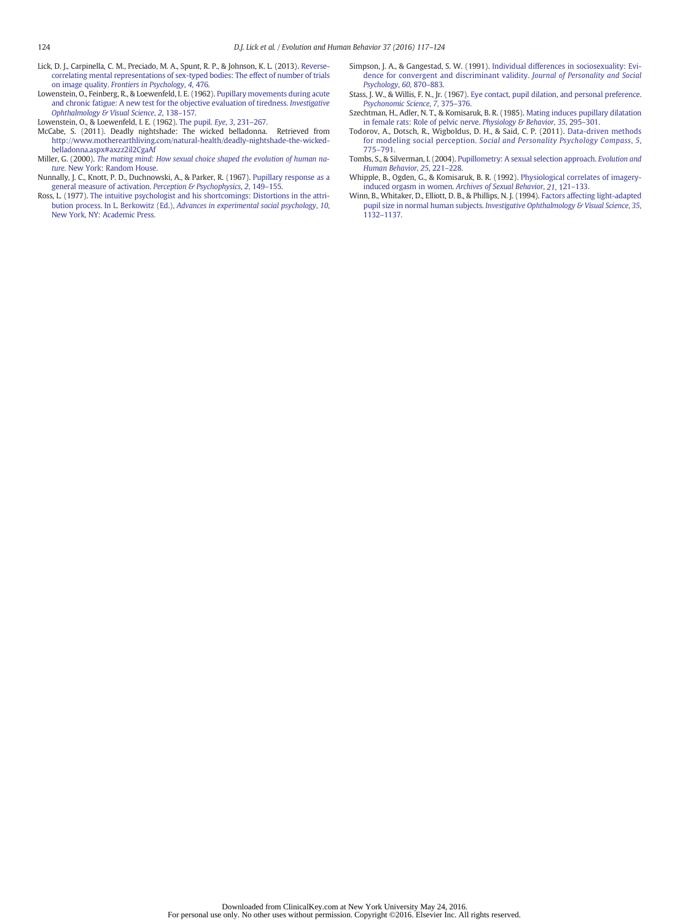Lick, D. J., Carpinella, C. M., Preciado, M. A., Spunt, R. P., & Johnson, K. L. (2013). Reverse-correlating mental representations of sex-typed bodies: The effect of number of trials on image quality. *Frontiers in Psychology*, *4*, 476.

Lowenstein, O., Feinberg, R., & Loewenfeld, I. E. (1962). Pupillary movements during acute and chronic fatigue: A new test for the objective evaluation of tiredness. *Investigative Ophthalmology & Visual Science*, *2*, 138–157.

Lowenstein, O., & Loewenfeld, I. E. (1962). The pupil. *Eye*, *3*, 231–267.

McCabe, S. (2011). Deadly nightshade: The wicked belladonna. Retrieved from http://www.motherearthliving.com/natural-health/deadly-nightshade-the-wicked-belladonna.aspx#axzz2il2CgaAf

Miller, G. (2000). *The mating mind: How sexual choice shaped the evolution of human nature*. New York: Random House.

Nunnally, J. C., Knott, P. D., Duchnowski, A., & Parker, R. (1967). Pupillary response as a general measure of activation. *Perception & Psychophysics*, *2*, 149–155.

Ross, L. (1977). The intuitive psychologist and his shortcomings: Distortions in the attribution process. In L. Berkowitz (Ed.), *Advances in experimental social psychology*, *10*, New York, NY: Academic Press.

Simpson, J. A., & Gangestad, S. W. (1991). Individual differences in sociosexuality: Evidence for convergent and discriminant validity. *Journal of Personality and Social Psychology*, *60*, 870–883.

Stass, J. W., & Willis, F. N., Jr. (1967). Eye contact, pupil dilation, and personal preference. *Psychonomic Science*, *7*, 375–376.

Szechtman, H., Adler, N. T., & Komisaruk, B. R. (1985). Mating induces pupillary dilatation in female rats: Role of pelvic nerve. *Physiology & Behavior*, *35*, 295–301.

Todorov, A., Dotsch, R., Wigboldus, D. H., & Said, C. P. (2011). Data-driven methods for modeling social perception. *Social and Personality Psychology Compass*, *5*, 775–791.

Tombs, S., & Silverman, I. (2004). Pupillometry: A sexual selection approach. *Evolution and Human Behavior*, *25*, 221–228.

Whipple, B., Ogden, G., & Komisaruk, B. R. (1992). Physiological correlates of imagery-induced orgasm in women. *Archives of Sexual Behavior*, *21*, 121–133.

Winn, B., Whitaker, D., Elliott, D. B., & Phillips, N. J. (1994). Factors affecting light-adapted pupil size in normal human subjects. *Investigative Ophthalmology & Visual Science*, *35*, 1132–1137.